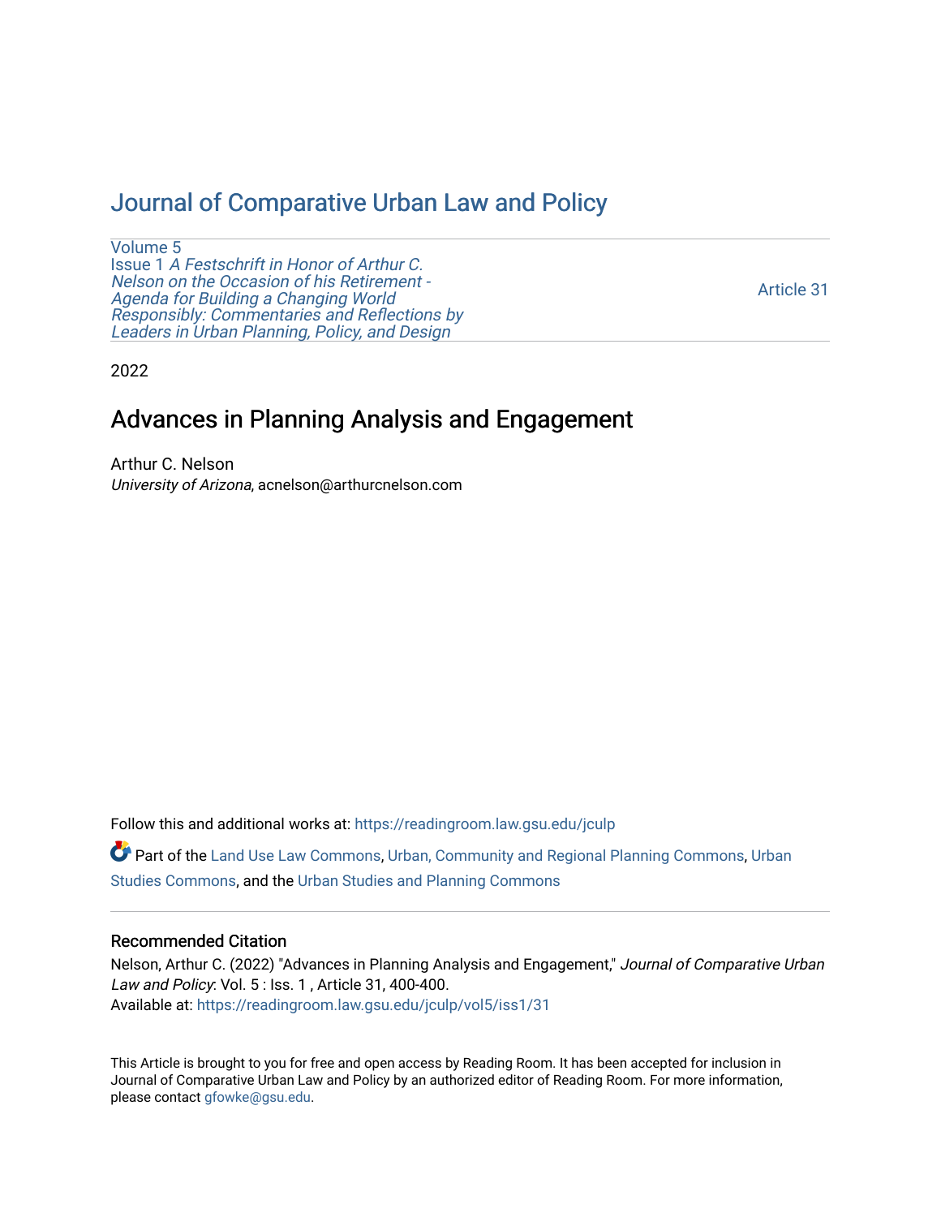# Journal of Comparative Urban Law and Policy

Volume 5
Issue 1 *A Festschrift in Honor of Arthur C. Nelson on the Occasion of his Retirement - Agenda for Building a Changing World Responsibly: Commentaries and Reflections by Leaders in Urban Planning, Policy, and Design*

Article 31

2022

## Advances in Planning Analysis and Engagement

Arthur C. Nelson
*University of Arizona*, acnelson@arthurcnelson.com

Follow this and additional works at: https://readingroom.law.gsu.edu/jculp

Part of the Land Use Law Commons, Urban, Community and Regional Planning Commons, Urban Studies Commons, and the Urban Studies and Planning Commons

### Recommended Citation

Nelson, Arthur C. (2022) "Advances in Planning Analysis and Engagement," *Journal of Comparative Urban Law and Policy*: Vol. 5 : Iss. 1 , Article 31, 400-400.
Available at: https://readingroom.law.gsu.edu/jculp/vol5/iss1/31

This Article is brought to you for free and open access by Reading Room. It has been accepted for inclusion in Journal of Comparative Urban Law and Policy by an authorized editor of Reading Room. For more information, please contact gfowke@gsu.edu.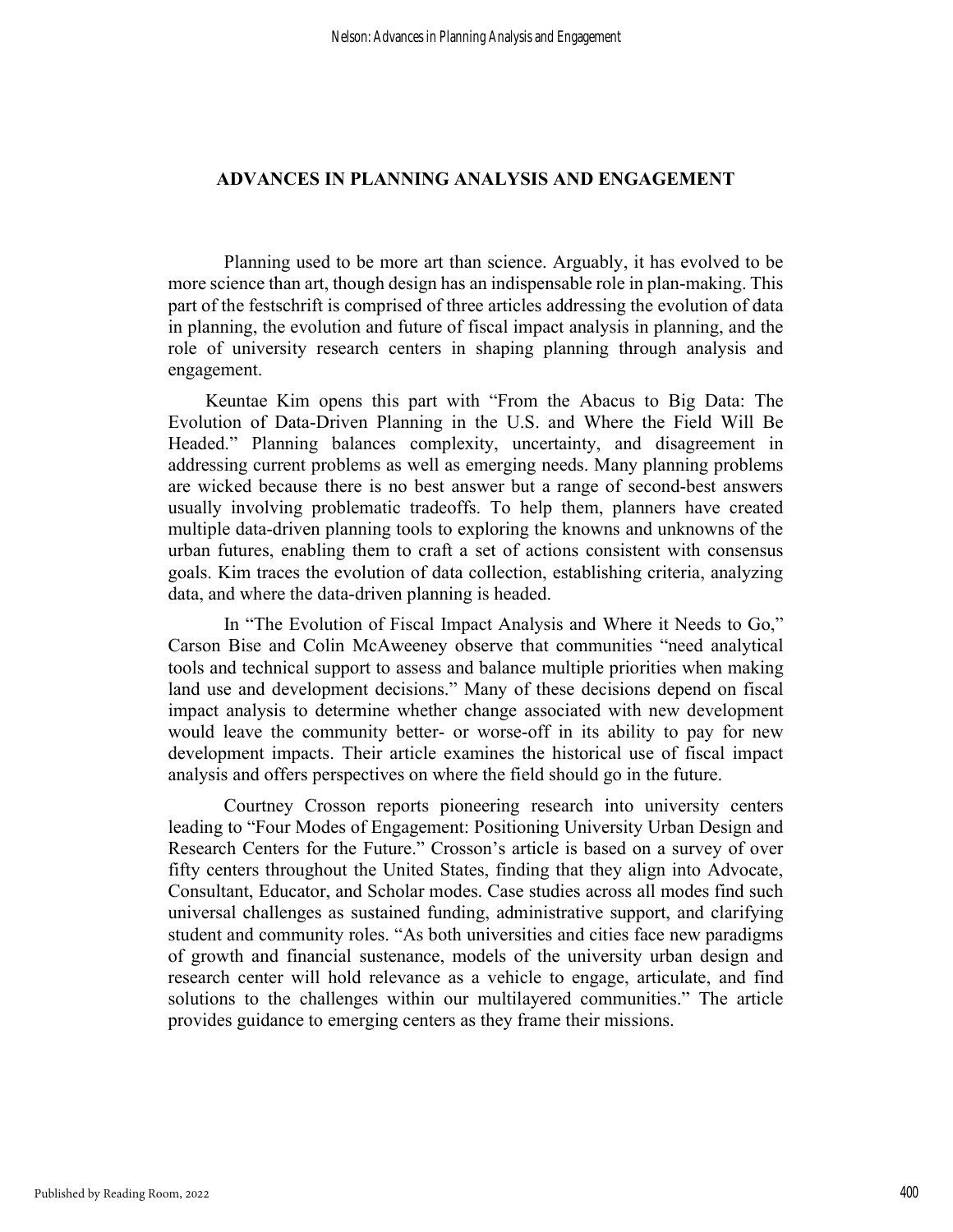## ADVANCES IN PLANNING ANALYSIS AND ENGAGEMENT

Planning used to be more art than science. Arguably, it has evolved to be more science than art, though design has an indispensable role in plan-making. This part of the festschrift is comprised of three articles addressing the evolution of data in planning, the evolution and future of fiscal impact analysis in planning, and the role of university research centers in shaping planning through analysis and engagement.

Keuntae Kim opens this part with "From the Abacus to Big Data: The Evolution of Data-Driven Planning in the U.S. and Where the Field Will Be Headed." Planning balances complexity, uncertainty, and disagreement in addressing current problems as well as emerging needs. Many planning problems are wicked because there is no best answer but a range of second-best answers usually involving problematic tradeoffs. To help them, planners have created multiple data-driven planning tools to exploring the knowns and unknowns of the urban futures, enabling them to craft a set of actions consistent with consensus goals. Kim traces the evolution of data collection, establishing criteria, analyzing data, and where the data-driven planning is headed.

In "The Evolution of Fiscal Impact Analysis and Where it Needs to Go," Carson Bise and Colin McAweeney observe that communities "need analytical tools and technical support to assess and balance multiple priorities when making land use and development decisions." Many of these decisions depend on fiscal impact analysis to determine whether change associated with new development would leave the community better- or worse-off in its ability to pay for new development impacts. Their article examines the historical use of fiscal impact analysis and offers perspectives on where the field should go in the future.

Courtney Crosson reports pioneering research into university centers leading to "Four Modes of Engagement: Positioning University Urban Design and Research Centers for the Future." Crosson's article is based on a survey of over fifty centers throughout the United States, finding that they align into Advocate, Consultant, Educator, and Scholar modes. Case studies across all modes find such universal challenges as sustained funding, administrative support, and clarifying student and community roles. "As both universities and cities face new paradigms of growth and financial sustenance, models of the university urban design and research center will hold relevance as a vehicle to engage, articulate, and find solutions to the challenges within our multilayered communities." The article provides guidance to emerging centers as they frame their missions.